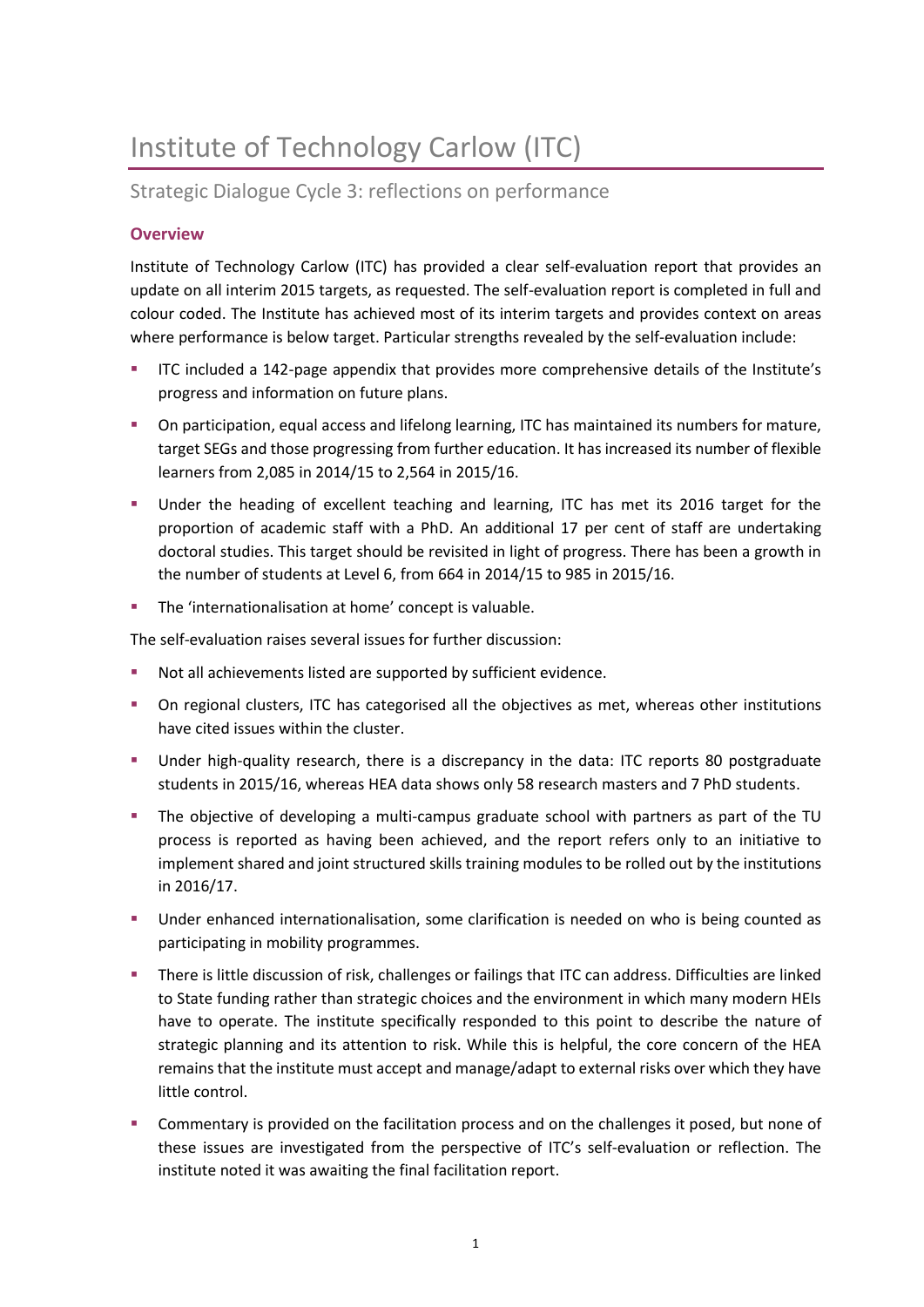# Institute of Technology Carlow (ITC)

## Strategic Dialogue Cycle 3: reflections on performance

### Overview

Institute of Technology Carlow (ITC) has provided a clear self-evaluation report that provides an update on all interim 2015 targets, as requested. The self-evaluation report is completed in full and colour coded. The Institute has achieved most of its interim targets and provides context on areas where performance is below target. Particular strengths revealed by the self-evaluation include:

- ITC included a 142-page appendix that provides more comprehensive details of the Institute's progress and information on future plans.
- On participation, equal access and lifelong learning, ITC has maintained its numbers for mature, target SEGs and those progressing from further education. It has increased its number of flexible learners from 2,085 in 2014/15 to 2,564 in 2015/16.
- Under the heading of excellent teaching and learning, ITC has met its 2016 target for the proportion of academic staff with a PhD. An additional 17 per cent of staff are undertaking doctoral studies. This target should be revisited in light of progress. There has been a growth in the number of students at Level 6, from 664 in 2014/15 to 985 in 2015/16.
- The 'internationalisation at home' concept is valuable.

The self-evaluation raises several issues for further discussion:

- Not all achievements listed are supported by sufficient evidence.
- On regional clusters, ITC has categorised all the objectives as met, whereas other institutions have cited issues within the cluster.
- Under high-quality research, there is a discrepancy in the data: ITC reports 80 postgraduate students in 2015/16, whereas HEA data shows only 58 research masters and 7 PhD students.
- The objective of developing a multi-campus graduate school with partners as part of the TU process is reported as having been achieved, and the report refers only to an initiative to implement shared and joint structured skills training modules to be rolled out by the institutions in 2016/17.
- Under enhanced internationalisation, some clarification is needed on who is being counted as participating in mobility programmes.
- There is little discussion of risk, challenges or failings that ITC can address. Difficulties are linked to State funding rather than strategic choices and the environment in which many modern HEIs have to operate. The institute specifically responded to this point to describe the nature of strategic planning and its attention to risk. While this is helpful, the core concern of the HEA remains that the institute must accept and manage/adapt to external risks over which they have little control.
- Commentary is provided on the facilitation process and on the challenges it posed, but none of these issues are investigated from the perspective of ITC's self-evaluation or reflection. The institute noted it was awaiting the final facilitation report.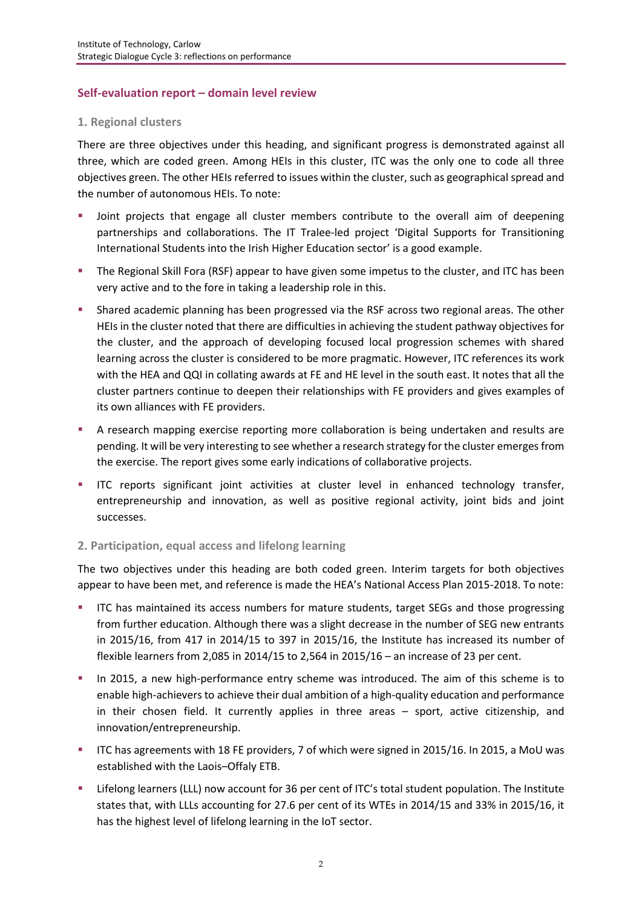## Self-evaluation report – domain level review

### 1. Regional clusters

There are three objectives under this heading, and significant progress is demonstrated against all three, which are coded green. Among HEIs in this cluster, ITC was the only one to code all three objectives green. The other HEIs referred to issues within the cluster, such as geographical spread and the number of autonomous HEIs. To note:

- Joint projects that engage all cluster members contribute to the overall aim of deepening partnerships and collaborations. The IT Tralee-led project 'Digital Supports for Transitioning International Students into the Irish Higher Education sector' is a good example.
- The Regional Skill Fora (RSF) appear to have given some impetus to the cluster, and ITC has been very active and to the fore in taking a leadership role in this.
- Shared academic planning has been progressed via the RSF across two regional areas. The other HEIs in the cluster noted that there are difficulties in achieving the student pathway objectives for the cluster, and the approach of developing focused local progression schemes with shared learning across the cluster is considered to be more pragmatic. However, ITC references its work with the HEA and QQI in collating awards at FE and HE level in the south east. It notes that all the cluster partners continue to deepen their relationships with FE providers and gives examples of its own alliances with FE providers.
- A research mapping exercise reporting more collaboration is being undertaken and results are pending. It will be very interesting to see whether a research strategy for the cluster emerges from the exercise. The report gives some early indications of collaborative projects.
- ITC reports significant joint activities at cluster level in enhanced technology transfer, entrepreneurship and innovation, as well as positive regional activity, joint bids and joint successes.

### 2. Participation, equal access and lifelong learning

The two objectives under this heading are both coded green. Interim targets for both objectives appear to have been met, and reference is made the HEA's National Access Plan 2015-2018. To note:

- ITC has maintained its access numbers for mature students, target SEGs and those progressing from further education. Although there was a slight decrease in the number of SEG new entrants in 2015/16, from 417 in 2014/15 to 397 in 2015/16, the Institute has increased its number of flexible learners from 2,085 in 2014/15 to 2,564 in 2015/16 – an increase of 23 per cent.
- In 2015, a new high-performance entry scheme was introduced. The aim of this scheme is to enable high-achievers to achieve their dual ambition of a high-quality education and performance in their chosen field. It currently applies in three areas – sport, active citizenship, and innovation/entrepreneurship.
- ITC has agreements with 18 FE providers, 7 of which were signed in 2015/16. In 2015, a MoU was established with the Laois–Offaly ETB.
- Lifelong learners (LLL) now account for 36 per cent of ITC's total student population. The Institute states that, with LLLs accounting for 27.6 per cent of its WTEs in 2014/15 and 33% in 2015/16, it has the highest level of lifelong learning in the IoT sector.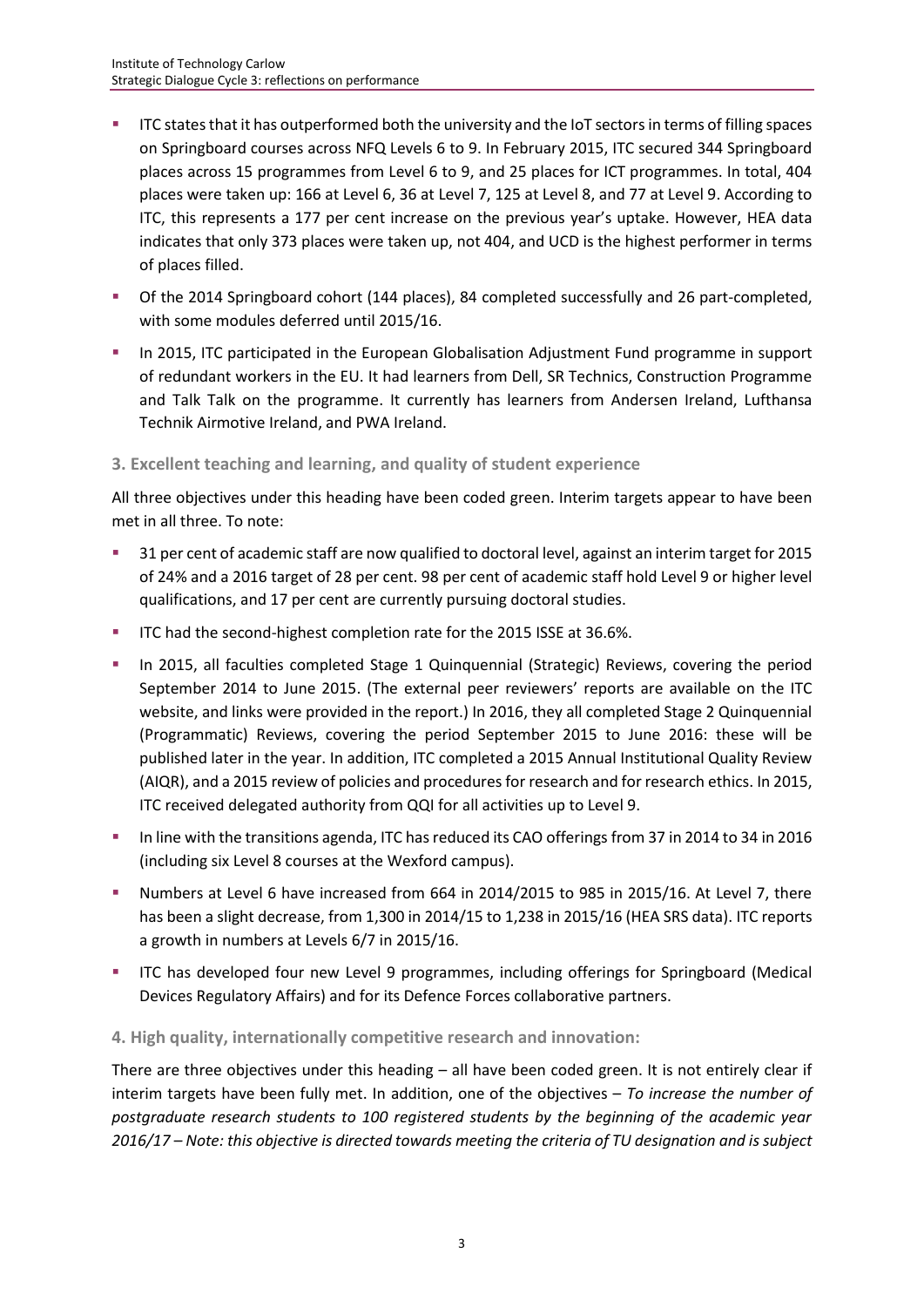- ITC states that it has outperformed both the university and the IoT sectors in terms of filling spaces on Springboard courses across NFQ Levels 6 to 9. In February 2015, ITC secured 344 Springboard places across 15 programmes from Level 6 to 9, and 25 places for ICT programmes. In total, 404 places were taken up: 166 at Level 6, 36 at Level 7, 125 at Level 8, and 77 at Level 9. According to ITC, this represents a 177 per cent increase on the previous year's uptake. However, HEA data indicates that only 373 places were taken up, not 404, and UCD is the highest performer in terms of places filled.
- Of the 2014 Springboard cohort (144 places), 84 completed successfully and 26 part-completed, with some modules deferred until 2015/16.
- In 2015, ITC participated in the European Globalisation Adjustment Fund programme in support of redundant workers in the EU. It had learners from Dell, SR Technics, Construction Programme and Talk Talk on the programme. It currently has learners from Andersen Ireland, Lufthansa Technik Airmotive Ireland, and PWA Ireland.

### 3. Excellent teaching and learning, and quality of student experience

All three objectives under this heading have been coded green. Interim targets appear to have been met in all three. To note:

- 31 per cent of academic staff are now qualified to doctoral level, against an interim target for 2015 of 24% and a 2016 target of 28 per cent. 98 per cent of academic staff hold Level 9 or higher level qualifications, and 17 per cent are currently pursuing doctoral studies.
- ITC had the second-highest completion rate for the 2015 ISSE at 36.6%.
- In 2015, all faculties completed Stage 1 Quinquennial (Strategic) Reviews, covering the period September 2014 to June 2015. (The external peer reviewers' reports are available on the ITC website, and links were provided in the report.) In 2016, they all completed Stage 2 Quinquennial (Programmatic) Reviews, covering the period September 2015 to June 2016: these will be published later in the year. In addition, ITC completed a 2015 Annual Institutional Quality Review (AIQR), and a 2015 review of policies and procedures for research and for research ethics. In 2015, ITC received delegated authority from QQI for all activities up to Level 9.
- In line with the transitions agenda, ITC has reduced its CAO offerings from 37 in 2014 to 34 in 2016 (including six Level 8 courses at the Wexford campus).
- Numbers at Level 6 have increased from 664 in 2014/2015 to 985 in 2015/16. At Level 7, there has been a slight decrease, from 1,300 in 2014/15 to 1,238 in 2015/16 (HEA SRS data). ITC reports a growth in numbers at Levels 6/7 in 2015/16.
- ITC has developed four new Level 9 programmes, including offerings for Springboard (Medical Devices Regulatory Affairs) and for its Defence Forces collaborative partners.

### 4. High quality, internationally competitive research and innovation:

There are three objectives under this heading – all have been coded green. It is not entirely clear if interim targets have been fully met. In addition, one of the objectives – *To increase the number of postgraduate research students to 100 registered students by the beginning of the academic year 2016/17 – Note: this objective is directed towards meeting the criteria of TU designation and is subject*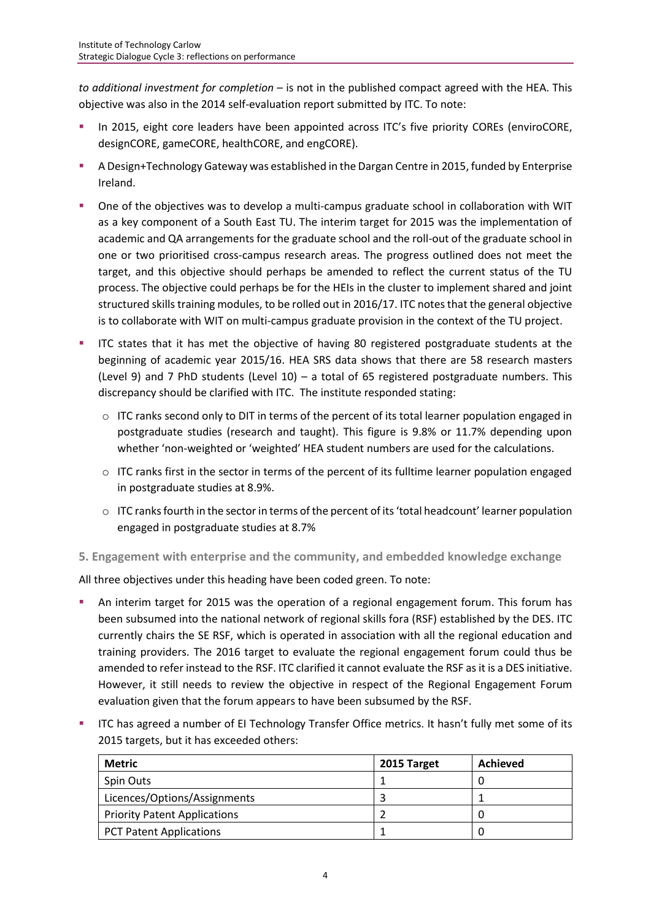*to additional investment for completion* – is not in the published compact agreed with the HEA. This objective was also in the 2014 self-evaluation report submitted by ITC. To note:

- In 2015, eight core leaders have been appointed across ITC's five priority COREs (enviroCORE, designCORE, gameCORE, healthCORE, and engCORE).
- A Design+Technology Gateway was established in the Dargan Centre in 2015, funded by Enterprise Ireland.
- One of the objectives was to develop a multi-campus graduate school in collaboration with WIT as a key component of a South East TU. The interim target for 2015 was the implementation of academic and QA arrangements for the graduate school and the roll-out of the graduate school in one or two prioritised cross-campus research areas. The progress outlined does not meet the target, and this objective should perhaps be amended to reflect the current status of the TU process. The objective could perhaps be for the HEIs in the cluster to implement shared and joint structured skills training modules, to be rolled out in 2016/17. ITC notes that the general objective is to collaborate with WIT on multi-campus graduate provision in the context of the TU project.
- ITC states that it has met the objective of having 80 registered postgraduate students at the beginning of academic year 2015/16. HEA SRS data shows that there are 58 research masters (Level 9) and 7 PhD students (Level 10) – a total of 65 registered postgraduate numbers. This discrepancy should be clarified with ITC. The institute responded stating:
  - ITC ranks second only to DIT in terms of the percent of its total learner population engaged in postgraduate studies (research and taught). This figure is 9.8% or 11.7% depending upon whether 'non-weighted or 'weighted' HEA student numbers are used for the calculations.
  - ITC ranks first in the sector in terms of the percent of its fulltime learner population engaged in postgraduate studies at 8.9%.
  - ITC ranks fourth in the sector in terms of the percent of its 'total headcount' learner population engaged in postgraduate studies at 8.7%

### 5. Engagement with enterprise and the community, and embedded knowledge exchange

All three objectives under this heading have been coded green. To note:

- An interim target for 2015 was the operation of a regional engagement forum. This forum has been subsumed into the national network of regional skills fora (RSF) established by the DES. ITC currently chairs the SE RSF, which is operated in association with all the regional education and training providers. The 2016 target to evaluate the regional engagement forum could thus be amended to refer instead to the RSF. ITC clarified it cannot evaluate the RSF as it is a DES initiative. However, it still needs to review the objective in respect of the Regional Engagement Forum evaluation given that the forum appears to have been subsumed by the RSF.
- ITC has agreed a number of EI Technology Transfer Office metrics. It hasn't fully met some of its 2015 targets, but it has exceeded others:

| Metric | 2015 Target | Achieved |
|---|---|---|
| Spin Outs | 1 | 0 |
| Licences/Options/Assignments | 3 | 1 |
| Priority Patent Applications | 2 | 0 |
| PCT Patent Applications | 1 | 0 |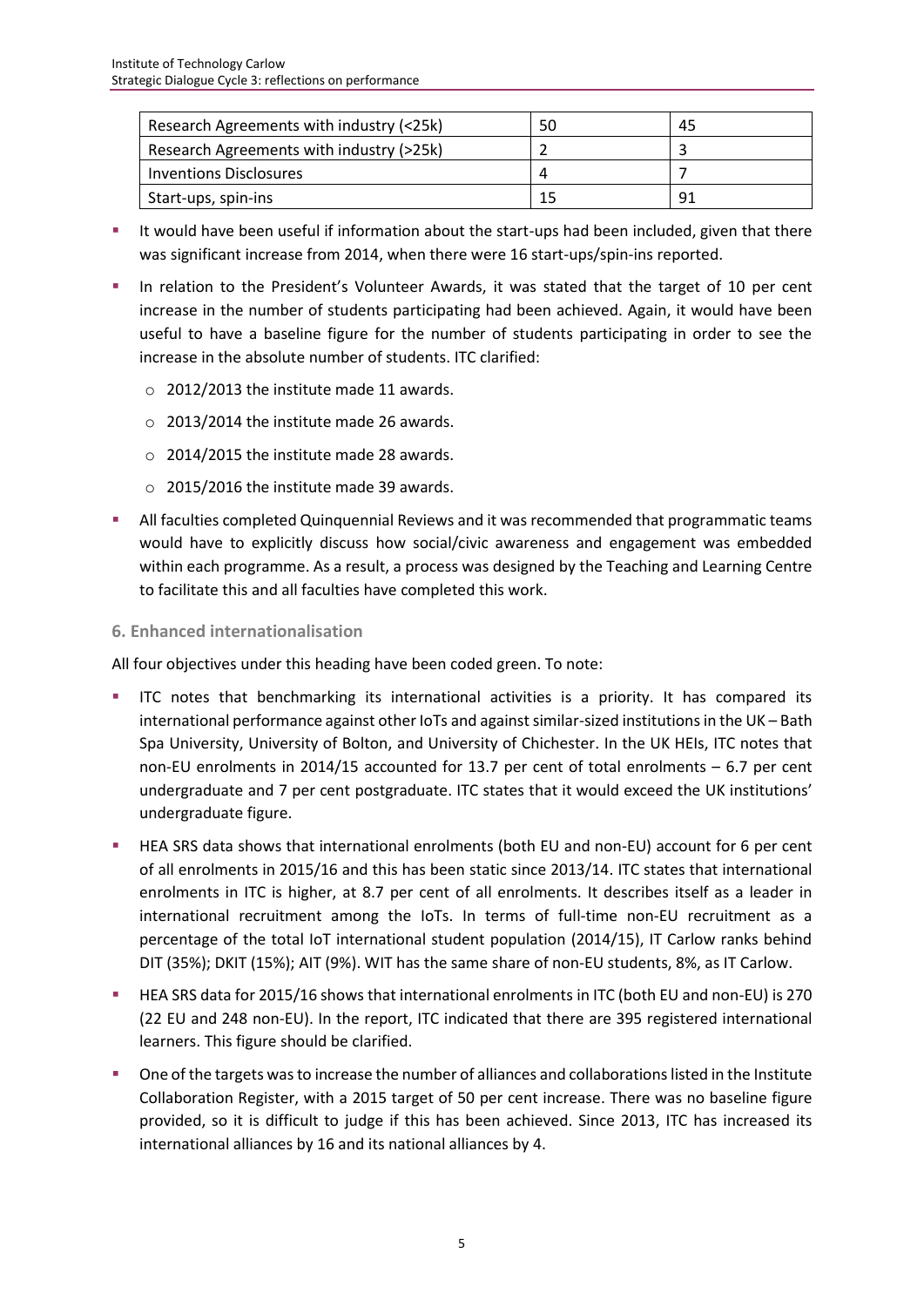| Research Agreements with industry (<25k) | 50 | 45 |
|---|---|---|
| Research Agreements with industry (>25k) | 2 | 3 |
| Inventions Disclosures | 4 | 7 |
| Start-ups, spin-ins | 15 | 91 |

- It would have been useful if information about the start-ups had been included, given that there was significant increase from 2014, when there were 16 start-ups/spin-ins reported.
- In relation to the President's Volunteer Awards, it was stated that the target of 10 per cent increase in the number of students participating had been achieved. Again, it would have been useful to have a baseline figure for the number of students participating in order to see the increase in the absolute number of students. ITC clarified:
  - 2012/2013 the institute made 11 awards.
  - 2013/2014 the institute made 26 awards.
  - 2014/2015 the institute made 28 awards.
  - 2015/2016 the institute made 39 awards.
- All faculties completed Quinquennial Reviews and it was recommended that programmatic teams would have to explicitly discuss how social/civic awareness and engagement was embedded within each programme. As a result, a process was designed by the Teaching and Learning Centre to facilitate this and all faculties have completed this work.

### 6. Enhanced internationalisation

All four objectives under this heading have been coded green. To note:

- ITC notes that benchmarking its international activities is a priority. It has compared its international performance against other IoTs and against similar-sized institutions in the UK – Bath Spa University, University of Bolton, and University of Chichester. In the UK HEIs, ITC notes that non-EU enrolments in 2014/15 accounted for 13.7 per cent of total enrolments – 6.7 per cent undergraduate and 7 per cent postgraduate. ITC states that it would exceed the UK institutions' undergraduate figure.
- HEA SRS data shows that international enrolments (both EU and non-EU) account for 6 per cent of all enrolments in 2015/16 and this has been static since 2013/14. ITC states that international enrolments in ITC is higher, at 8.7 per cent of all enrolments. It describes itself as a leader in international recruitment among the IoTs. In terms of full-time non-EU recruitment as a percentage of the total IoT international student population (2014/15), IT Carlow ranks behind DIT (35%); DKIT (15%); AIT (9%). WIT has the same share of non-EU students, 8%, as IT Carlow.
- HEA SRS data for 2015/16 shows that international enrolments in ITC (both EU and non-EU) is 270 (22 EU and 248 non-EU). In the report, ITC indicated that there are 395 registered international learners. This figure should be clarified.
- One of the targets was to increase the number of alliances and collaborations listed in the Institute Collaboration Register, with a 2015 target of 50 per cent increase. There was no baseline figure provided, so it is difficult to judge if this has been achieved. Since 2013, ITC has increased its international alliances by 16 and its national alliances by 4.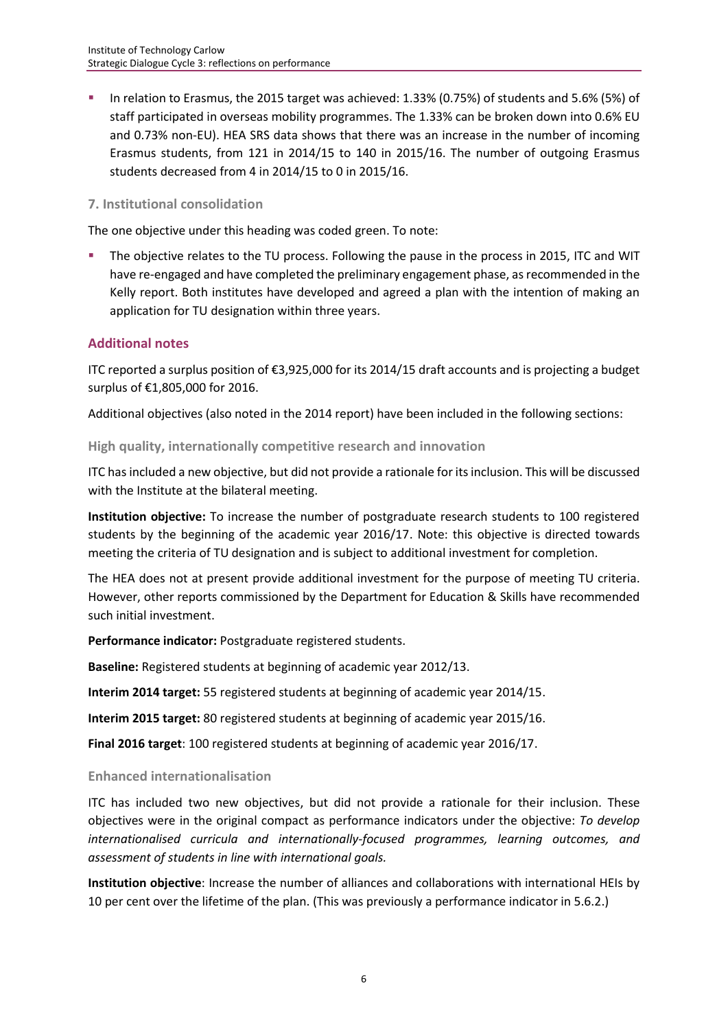- In relation to Erasmus, the 2015 target was achieved: 1.33% (0.75%) of students and 5.6% (5%) of staff participated in overseas mobility programmes. The 1.33% can be broken down into 0.6% EU and 0.73% non-EU). HEA SRS data shows that there was an increase in the number of incoming Erasmus students, from 121 in 2014/15 to 140 in 2015/16. The number of outgoing Erasmus students decreased from 4 in 2014/15 to 0 in 2015/16.

### 7. Institutional consolidation

The one objective under this heading was coded green. To note:

- The objective relates to the TU process. Following the pause in the process in 2015, ITC and WIT have re-engaged and have completed the preliminary engagement phase, as recommended in the Kelly report. Both institutes have developed and agreed a plan with the intention of making an application for TU designation within three years.

## Additional notes

ITC reported a surplus position of €3,925,000 for its 2014/15 draft accounts and is projecting a budget surplus of €1,805,000 for 2016.

Additional objectives (also noted in the 2014 report) have been included in the following sections:

### High quality, internationally competitive research and innovation

ITC has included a new objective, but did not provide a rationale for its inclusion. This will be discussed with the Institute at the bilateral meeting.

**Institution objective:** To increase the number of postgraduate research students to 100 registered students by the beginning of the academic year 2016/17. Note: this objective is directed towards meeting the criteria of TU designation and is subject to additional investment for completion.

The HEA does not at present provide additional investment for the purpose of meeting TU criteria. However, other reports commissioned by the Department for Education & Skills have recommended such initial investment.

**Performance indicator:** Postgraduate registered students.

**Baseline:** Registered students at beginning of academic year 2012/13.

**Interim 2014 target:** 55 registered students at beginning of academic year 2014/15.

**Interim 2015 target:** 80 registered students at beginning of academic year 2015/16.

**Final 2016 target**: 100 registered students at beginning of academic year 2016/17.

### Enhanced internationalisation

ITC has included two new objectives, but did not provide a rationale for their inclusion. These objectives were in the original compact as performance indicators under the objective: *To develop internationalised curricula and internationally-focused programmes, learning outcomes, and assessment of students in line with international goals.*

**Institution objective**: Increase the number of alliances and collaborations with international HEIs by 10 per cent over the lifetime of the plan. (This was previously a performance indicator in 5.6.2.)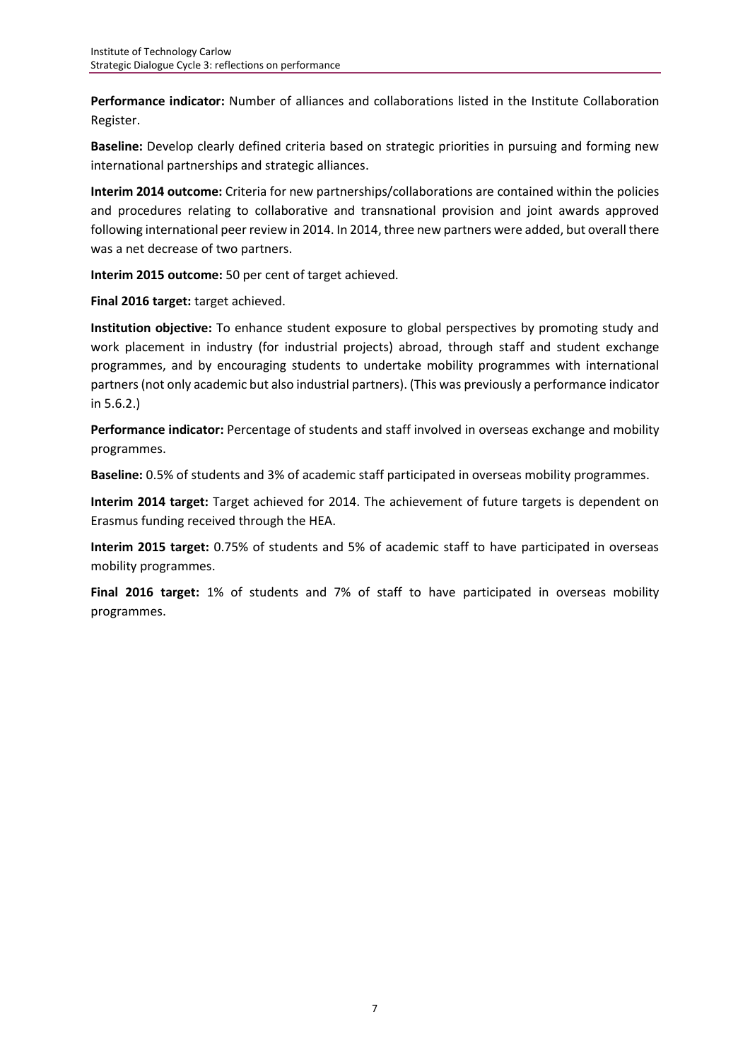**Performance indicator:** Number of alliances and collaborations listed in the Institute Collaboration Register.

**Baseline:** Develop clearly defined criteria based on strategic priorities in pursuing and forming new international partnerships and strategic alliances.

**Interim 2014 outcome:** Criteria for new partnerships/collaborations are contained within the policies and procedures relating to collaborative and transnational provision and joint awards approved following international peer review in 2014. In 2014, three new partners were added, but overall there was a net decrease of two partners.

**Interim 2015 outcome:** 50 per cent of target achieved.

**Final 2016 target:** target achieved.

**Institution objective:** To enhance student exposure to global perspectives by promoting study and work placement in industry (for industrial projects) abroad, through staff and student exchange programmes, and by encouraging students to undertake mobility programmes with international partners (not only academic but also industrial partners). (This was previously a performance indicator in 5.6.2.)

**Performance indicator:** Percentage of students and staff involved in overseas exchange and mobility programmes.

**Baseline:** 0.5% of students and 3% of academic staff participated in overseas mobility programmes.

**Interim 2014 target:** Target achieved for 2014. The achievement of future targets is dependent on Erasmus funding received through the HEA.

**Interim 2015 target:** 0.75% of students and 5% of academic staff to have participated in overseas mobility programmes.

**Final 2016 target:** 1% of students and 7% of staff to have participated in overseas mobility programmes.